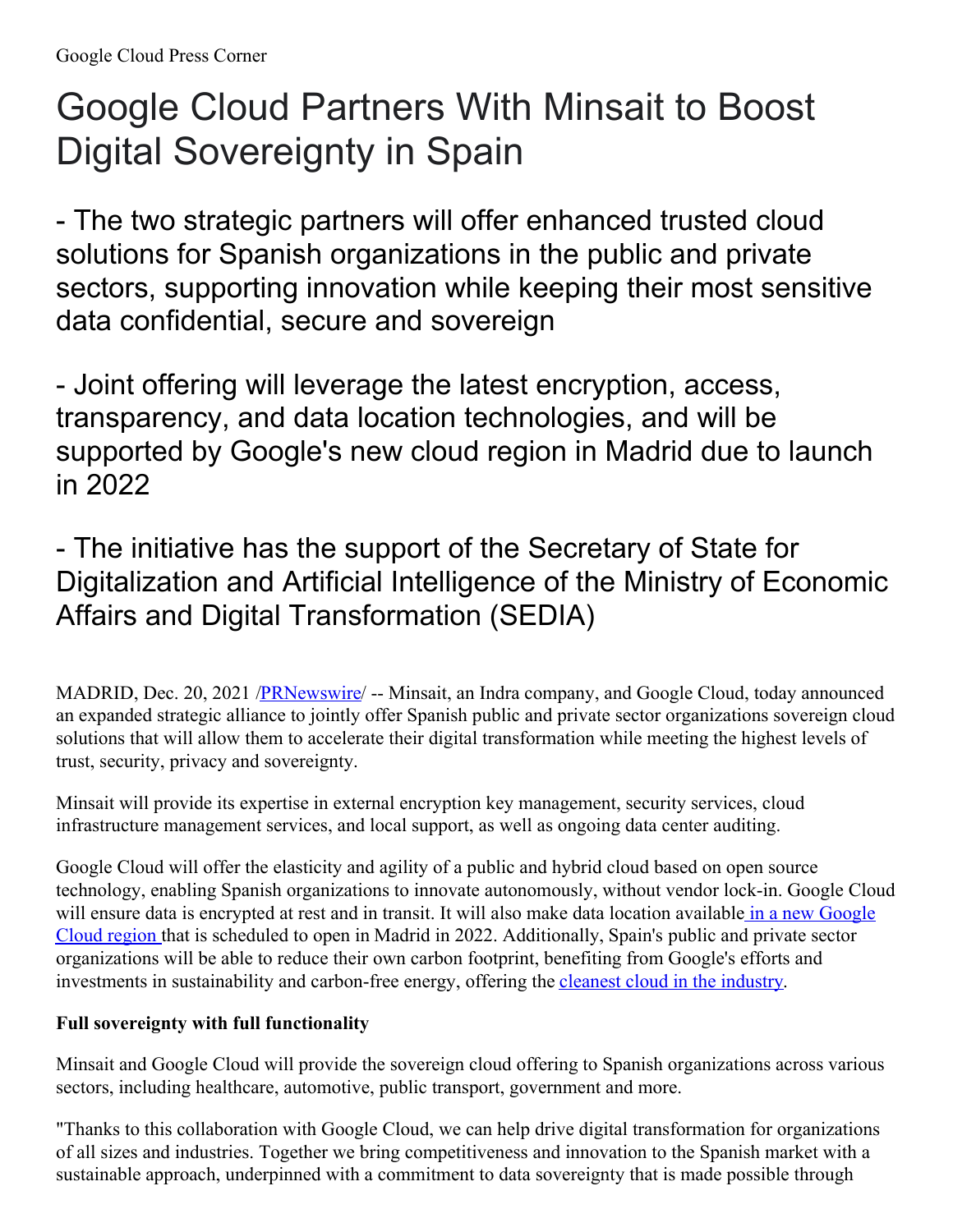Google Cloud Press Corner

# Google Cloud Partners With Minsait to Boost Digital Sovereignty in Spain

## - The two strategic partners will offer enhanced trusted cloud solutions for Spanish organizations in the public and private sectors, supporting innovation while keeping their most sensitive data confidential, secure and sovereign

## - Joint offering will leverage the latest encryption, access, transparency, and data location technologies, and will be supported by Google's new cloud region in Madrid due to launch in 2022

## - The initiative has the support of the Secretary of State for Digitalization and Artificial Intelligence of the Ministry of Economic Affairs and Digital Transformation (SEDIA)

MADRID, Dec. 20, 2021 /PRNewswire/ -- Minsait, an Indra company, and Google Cloud, today announced an expanded strategic alliance to jointly offer Spanish public and private sector organizations sovereign cloud solutions that will allow them to accelerate their digital transformation while meeting the highest levels of trust, security, privacy and sovereignty.

Minsait will provide its expertise in external encryption key management, security services, cloud infrastructure management services, and local support, as well as ongoing data center auditing.

Google Cloud will offer the elasticity and agility of a public and hybrid cloud based on open source technology, enabling Spanish organizations to innovate autonomously, without vendor lock-in. Google Cloud will ensure data is encrypted at rest and in transit. It will also make data location available in a new Google Cloud region that is scheduled to open in Madrid in 2022. Additionally, Spain's public and private sector organizations will be able to reduce their own carbon footprint, benefiting from Google's efforts and investments in sustainability and carbon-free energy, offering the cleanest cloud in the industry.

**Full sovereignty with full functionality**

Minsait and Google Cloud will provide the sovereign cloud offering to Spanish organizations across various sectors, including healthcare, automotive, public transport, government and more.

"Thanks to this collaboration with Google Cloud, we can help drive digital transformation for organizations of all sizes and industries. Together we bring competitiveness and innovation to the Spanish market with a sustainable approach, underpinned with a commitment to data sovereignty that is made possible through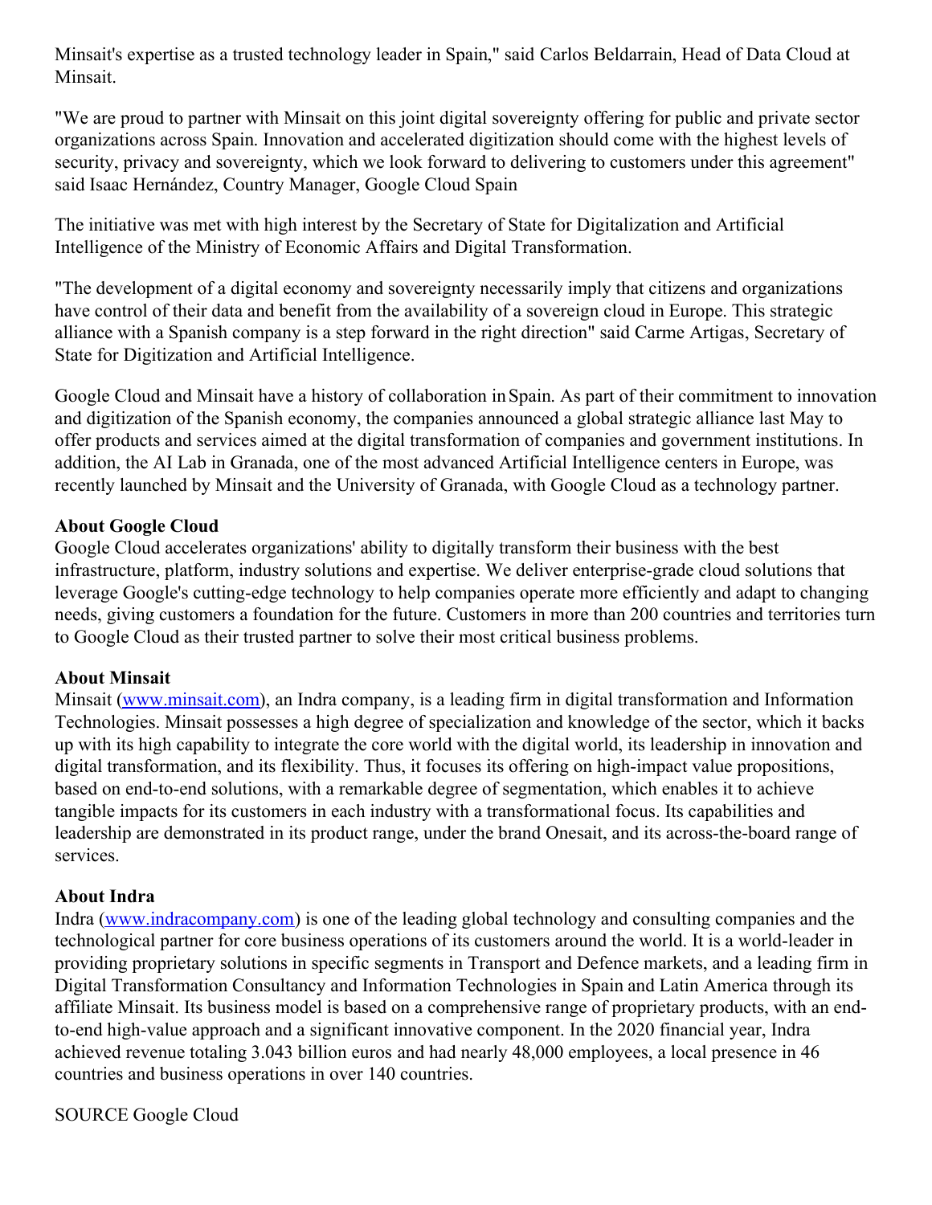Minsait's expertise as a trusted technology leader in Spain," said Carlos Beldarrain, Head of Data Cloud at Minsait.

"We are proud to partner with Minsait on this joint digital sovereignty offering for public and private sector organizations across Spain. Innovation and accelerated digitization should come with the highest levels of security, privacy and sovereignty, which we look forward to delivering to customers under this agreement" said Isaac Hernández, Country Manager, Google Cloud Spain

The initiative was met with high interest by the Secretary of State for Digitalization and Artificial Intelligence of the Ministry of Economic Affairs and Digital Transformation.

"The development of a digital economy and sovereignty necessarily imply that citizens and organizations have control of their data and benefit from the availability of a sovereign cloud in Europe. This strategic alliance with a Spanish company is a step forward in the right direction" said Carme Artigas, Secretary of State for Digitization and Artificial Intelligence.

Google Cloud and Minsait have a history of collaboration in Spain. As part of their commitment to innovation and digitization of the Spanish economy, the companies announced a global strategic alliance last May to offer products and services aimed at the digital transformation of companies and government institutions. In addition, the AI Lab in Granada, one of the most advanced Artificial Intelligence centers in Europe, was recently launched by Minsait and the University of Granada, with Google Cloud as a technology partner.

**About Google Cloud**
Google Cloud accelerates organizations' ability to digitally transform their business with the best infrastructure, platform, industry solutions and expertise. We deliver enterprise-grade cloud solutions that leverage Google's cutting-edge technology to help companies operate more efficiently and adapt to changing needs, giving customers a foundation for the future. Customers in more than 200 countries and territories turn to Google Cloud as their trusted partner to solve their most critical business problems.

**About Minsait**
Minsait ([www.minsait.com](http://www.minsait.com)), an Indra company, is a leading firm in digital transformation and Information Technologies. Minsait possesses a high degree of specialization and knowledge of the sector, which it backs up with its high capability to integrate the core world with the digital world, its leadership in innovation and digital transformation, and its flexibility. Thus, it focuses its offering on high-impact value propositions, based on end-to-end solutions, with a remarkable degree of segmentation, which enables it to achieve tangible impacts for its customers in each industry with a transformational focus. Its capabilities and leadership are demonstrated in its product range, under the brand Onesait, and its across-the-board range of services.

**About Indra**
Indra ([www.indracompany.com](http://www.indracompany.com)) is one of the leading global technology and consulting companies and the technological partner for core business operations of its customers around the world. It is a world-leader in providing proprietary solutions in specific segments in Transport and Defence markets, and a leading firm in Digital Transformation Consultancy and Information Technologies in Spain and Latin America through its affiliate Minsait. Its business model is based on a comprehensive range of proprietary products, with an end-to-end high-value approach and a significant innovative component. In the 2020 financial year, Indra achieved revenue totaling 3.043 billion euros and had nearly 48,000 employees, a local presence in 46 countries and business operations in over 140 countries.

SOURCE Google Cloud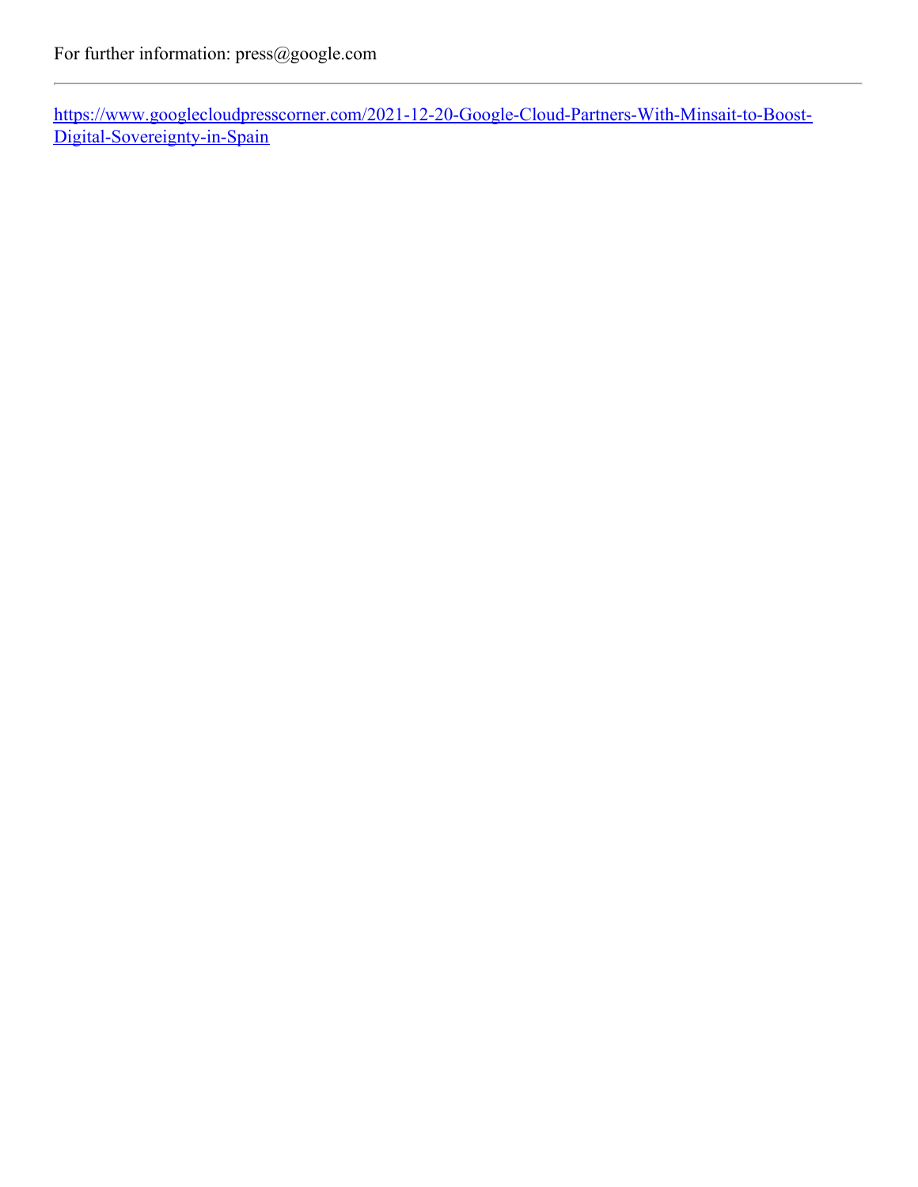For further information: press@google.com

---

https://www.googlecloudpresscorner.com/2021-12-20-Google-Cloud-Partners-With-Minsait-to-Boost-Digital-Sovereignty-in-Spain